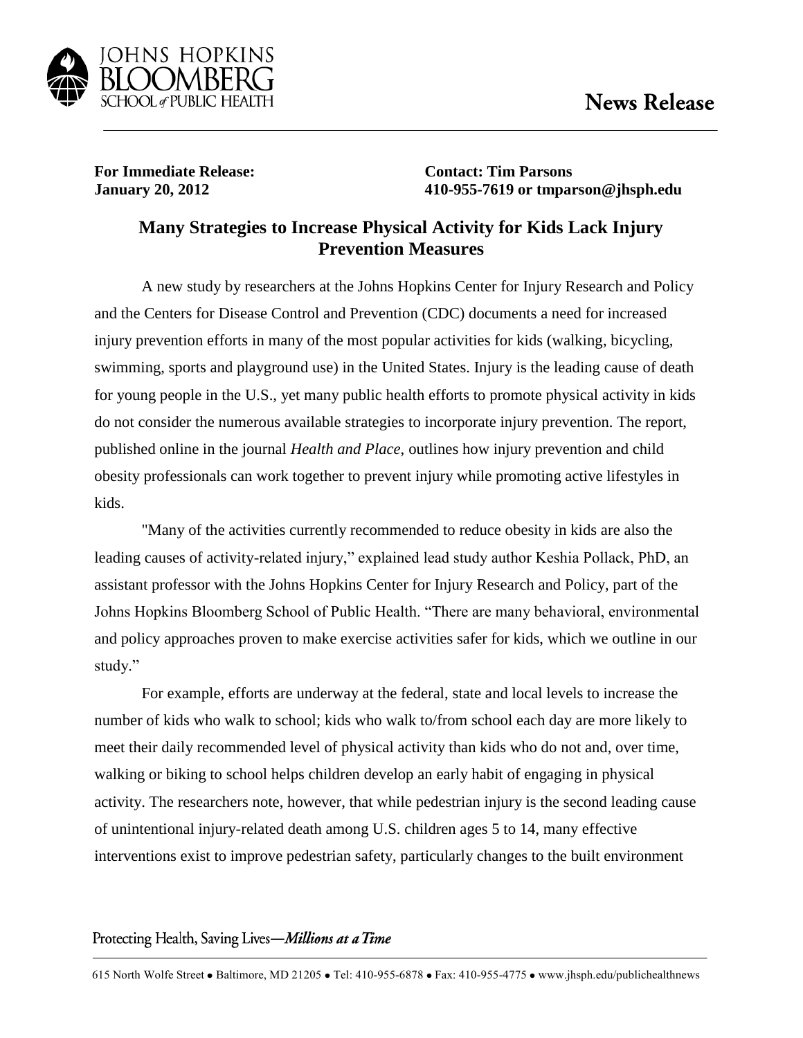JOHNS HOPKINS BLOOMBERG SCHOOL of PUBLIC HEALTH

**News Release**

**For Immediate Release:**
**January 20, 2012**

**Contact: Tim Parsons**
**410-955-7619 or tmparson@jhsph.edu**

# Many Strategies to Increase Physical Activity for Kids Lack Injury Prevention Measures

A new study by researchers at the Johns Hopkins Center for Injury Research and Policy and the Centers for Disease Control and Prevention (CDC) documents a need for increased injury prevention efforts in many of the most popular activities for kids (walking, bicycling, swimming, sports and playground use) in the United States. Injury is the leading cause of death for young people in the U.S., yet many public health efforts to promote physical activity in kids do not consider the numerous available strategies to incorporate injury prevention. The report, published online in the journal *Health and Place*, outlines how injury prevention and child obesity professionals can work together to prevent injury while promoting active lifestyles in kids.

"Many of the activities currently recommended to reduce obesity in kids are also the leading causes of activity-related injury," explained lead study author Keshia Pollack, PhD, an assistant professor with the Johns Hopkins Center for Injury Research and Policy, part of the Johns Hopkins Bloomberg School of Public Health. "There are many behavioral, environmental and policy approaches proven to make exercise activities safer for kids, which we outline in our study."

For example, efforts are underway at the federal, state and local levels to increase the number of kids who walk to school; kids who walk to/from school each day are more likely to meet their daily recommended level of physical activity than kids who do not and, over time, walking or biking to school helps children develop an early habit of engaging in physical activity. The researchers note, however, that while pedestrian injury is the second leading cause of unintentional injury-related death among U.S. children ages 5 to 14, many effective interventions exist to improve pedestrian safety, particularly changes to the built environment

Protecting Health, Saving Lives—*Millions at a Time*

615 North Wolfe Street • Baltimore, MD 21205 • Tel: 410-955-6878 • Fax: 410-955-4775 • www.jhsph.edu/publichealthnews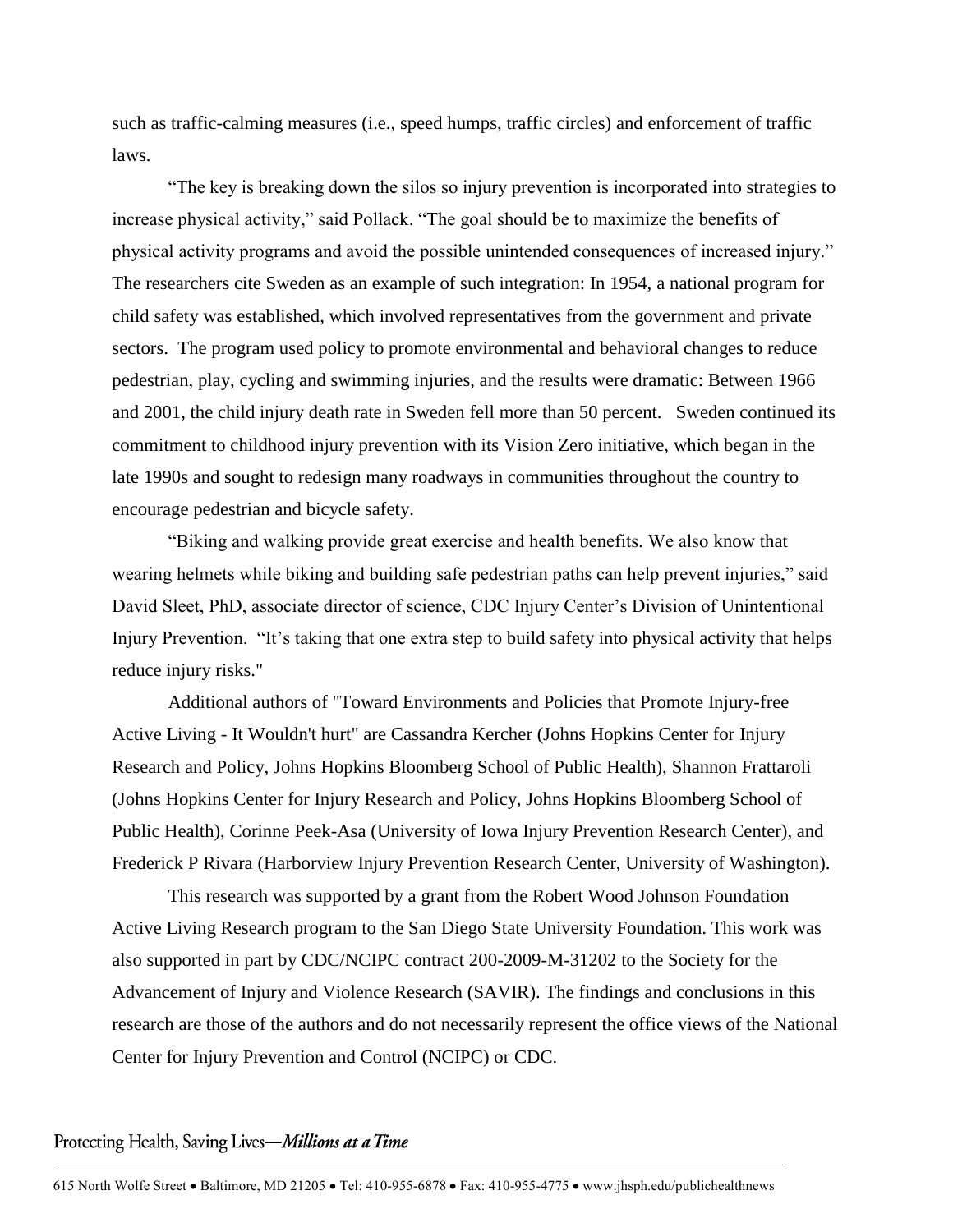such as traffic-calming measures (i.e., speed humps, traffic circles) and enforcement of traffic laws.

"The key is breaking down the silos so injury prevention is incorporated into strategies to increase physical activity," said Pollack. "The goal should be to maximize the benefits of physical activity programs and avoid the possible unintended consequences of increased injury." The researchers cite Sweden as an example of such integration: In 1954, a national program for child safety was established, which involved representatives from the government and private sectors. The program used policy to promote environmental and behavioral changes to reduce pedestrian, play, cycling and swimming injuries, and the results were dramatic: Between 1966 and 2001, the child injury death rate in Sweden fell more than 50 percent. Sweden continued its commitment to childhood injury prevention with its Vision Zero initiative, which began in the late 1990s and sought to redesign many roadways in communities throughout the country to encourage pedestrian and bicycle safety.

"Biking and walking provide great exercise and health benefits. We also know that wearing helmets while biking and building safe pedestrian paths can help prevent injuries," said David Sleet, PhD, associate director of science, CDC Injury Center's Division of Unintentional Injury Prevention. "It's taking that one extra step to build safety into physical activity that helps reduce injury risks."

Additional authors of "Toward Environments and Policies that Promote Injury-free Active Living - It Wouldn't hurt" are Cassandra Kercher (Johns Hopkins Center for Injury Research and Policy, Johns Hopkins Bloomberg School of Public Health), Shannon Frattaroli (Johns Hopkins Center for Injury Research and Policy, Johns Hopkins Bloomberg School of Public Health), Corinne Peek-Asa (University of Iowa Injury Prevention Research Center), and Frederick P Rivara (Harborview Injury Prevention Research Center, University of Washington).

This research was supported by a grant from the Robert Wood Johnson Foundation Active Living Research program to the San Diego State University Foundation. This work was also supported in part by CDC/NCIPC contract 200-2009-M-31202 to the Society for the Advancement of Injury and Violence Research (SAVIR). The findings and conclusions in this research are those of the authors and do not necessarily represent the office views of the National Center for Injury Prevention and Control (NCIPC) or CDC.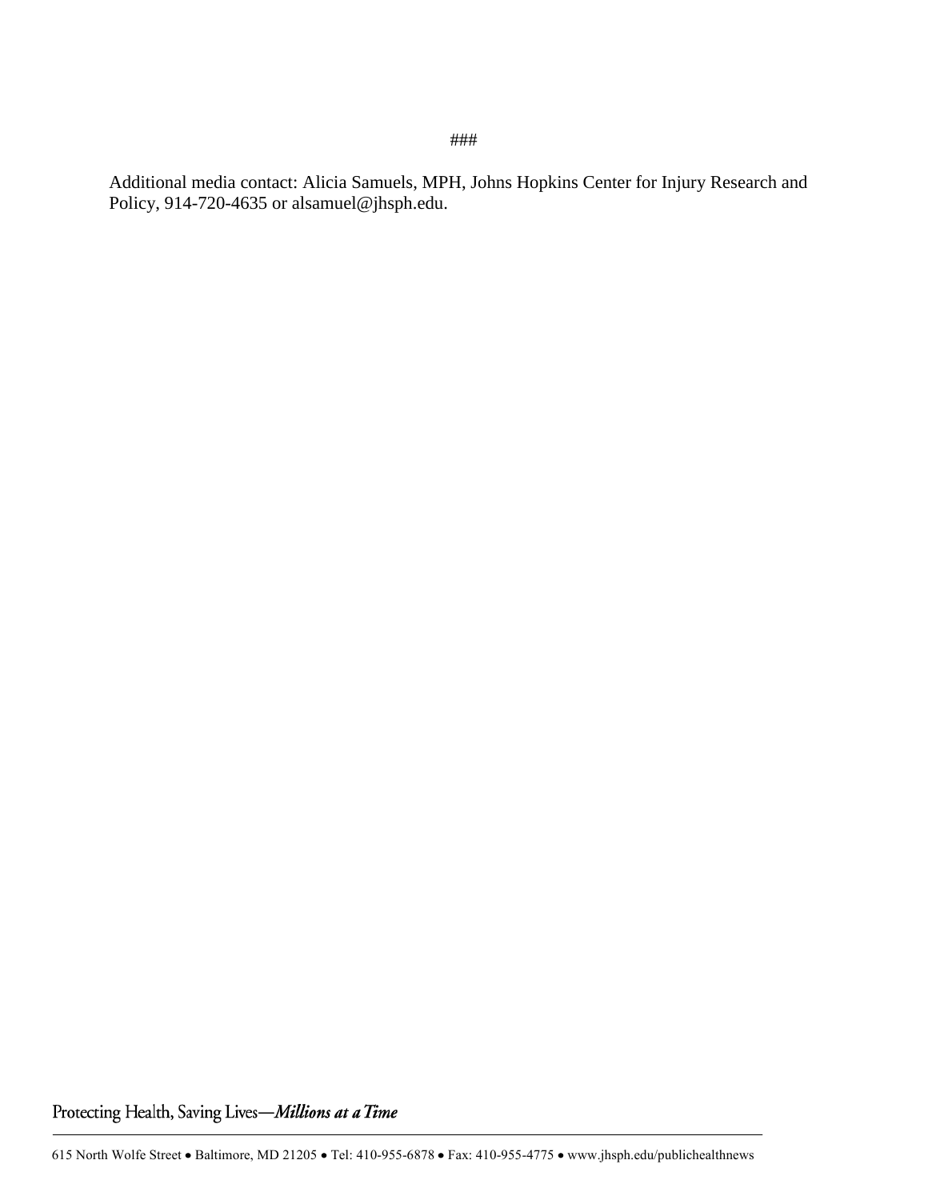###

Additional media contact: Alicia Samuels, MPH, Johns Hopkins Center for Injury Research and Policy, 914-720-4635 or alsamuel@jhsph.edu.